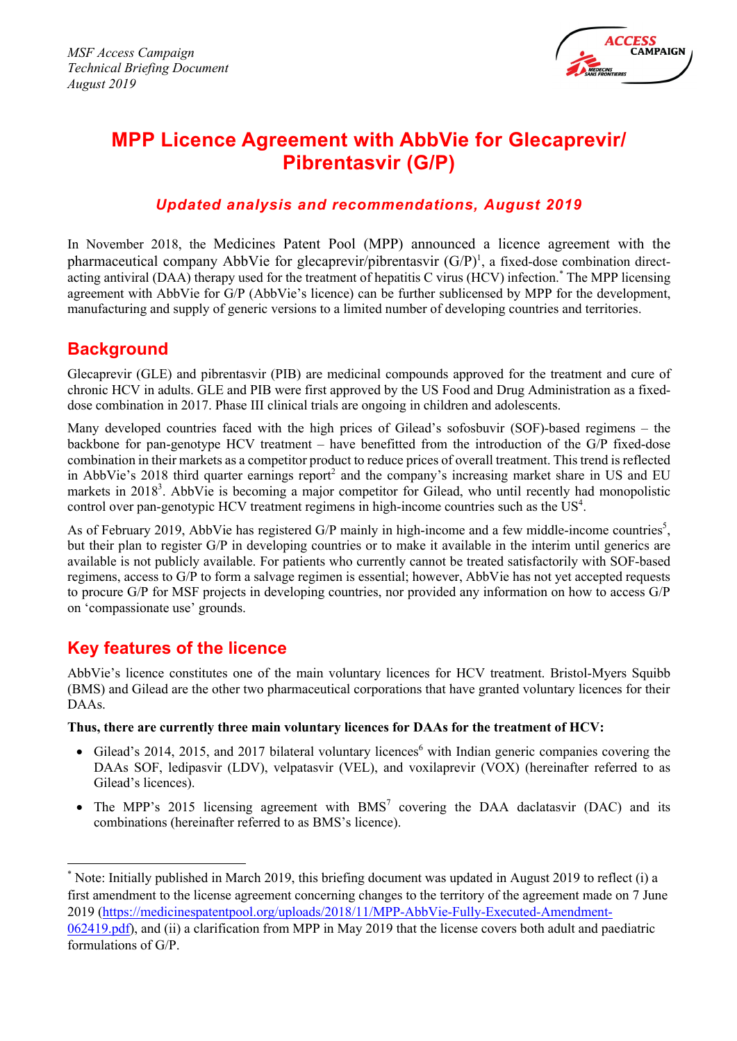*MSF Access Campaign*
*Technical Briefing Document*
*August 2019*

# MPP Licence Agreement with AbbVie for Glecaprevir/ Pibrentasvir (G/P)

### *Updated analysis and recommendations, August 2019*

In November 2018, the Medicines Patent Pool (MPP) announced a licence agreement with the pharmaceutical company AbbVie for glecaprevir/pibrentasvir (G/P)[1], a fixed-dose combination direct-acting antiviral (DAA) therapy used for the treatment of hepatitis C virus (HCV) infection.[*] The MPP licensing agreement with AbbVie for G/P (AbbVie's licence) can be further sublicensed by MPP for the development, manufacturing and supply of generic versions to a limited number of developing countries and territories.

## Background

Glecaprevir (GLE) and pibrentasvir (PIB) are medicinal compounds approved for the treatment and cure of chronic HCV in adults. GLE and PIB were first approved by the US Food and Drug Administration as a fixed-dose combination in 2017. Phase III clinical trials are ongoing in children and adolescents.

Many developed countries faced with the high prices of Gilead's sofosbuvir (SOF)-based regimens – the backbone for pan-genotype HCV treatment – have benefitted from the introduction of the G/P fixed-dose combination in their markets as a competitor product to reduce prices of overall treatment. This trend is reflected in AbbVie's 2018 third quarter earnings report[2] and the company's increasing market share in US and EU markets in 2018[3]. AbbVie is becoming a major competitor for Gilead, who until recently had monopolistic control over pan-genotypic HCV treatment regimens in high-income countries such as the US[4].

As of February 2019, AbbVie has registered G/P mainly in high-income and a few middle-income countries[5], but their plan to register G/P in developing countries or to make it available in the interim until generics are available is not publicly available. For patients who currently cannot be treated satisfactorily with SOF-based regimens, access to G/P to form a salvage regimen is essential; however, AbbVie has not yet accepted requests to procure G/P for MSF projects in developing countries, nor provided any information on how to access G/P on 'compassionate use' grounds.

## Key features of the licence

AbbVie's licence constitutes one of the main voluntary licences for HCV treatment. Bristol-Myers Squibb (BMS) and Gilead are the other two pharmaceutical corporations that have granted voluntary licences for their DAAs.

**Thus, there are currently three main voluntary licences for DAAs for the treatment of HCV:**

- Gilead's 2014, 2015, and 2017 bilateral voluntary licences[6] with Indian generic companies covering the DAAs SOF, ledipasvir (LDV), velpatasvir (VEL), and voxilaprevir (VOX) (hereinafter referred to as Gilead's licences).
- The MPP's 2015 licensing agreement with BMS[7] covering the DAA daclatasvir (DAC) and its combinations (hereinafter referred to as BMS's licence).

---

[*] Note: Initially published in March 2019, this briefing document was updated in August 2019 to reflect (i) a first amendment to the license agreement concerning changes to the territory of the agreement made on 7 June 2019 (https://medicinespatentpool.org/uploads/2018/11/MPP-AbbVie-Fully-Executed-Amendment-062419.pdf), and (ii) a clarification from MPP in May 2019 that the license covers both adult and paediatric formulations of G/P.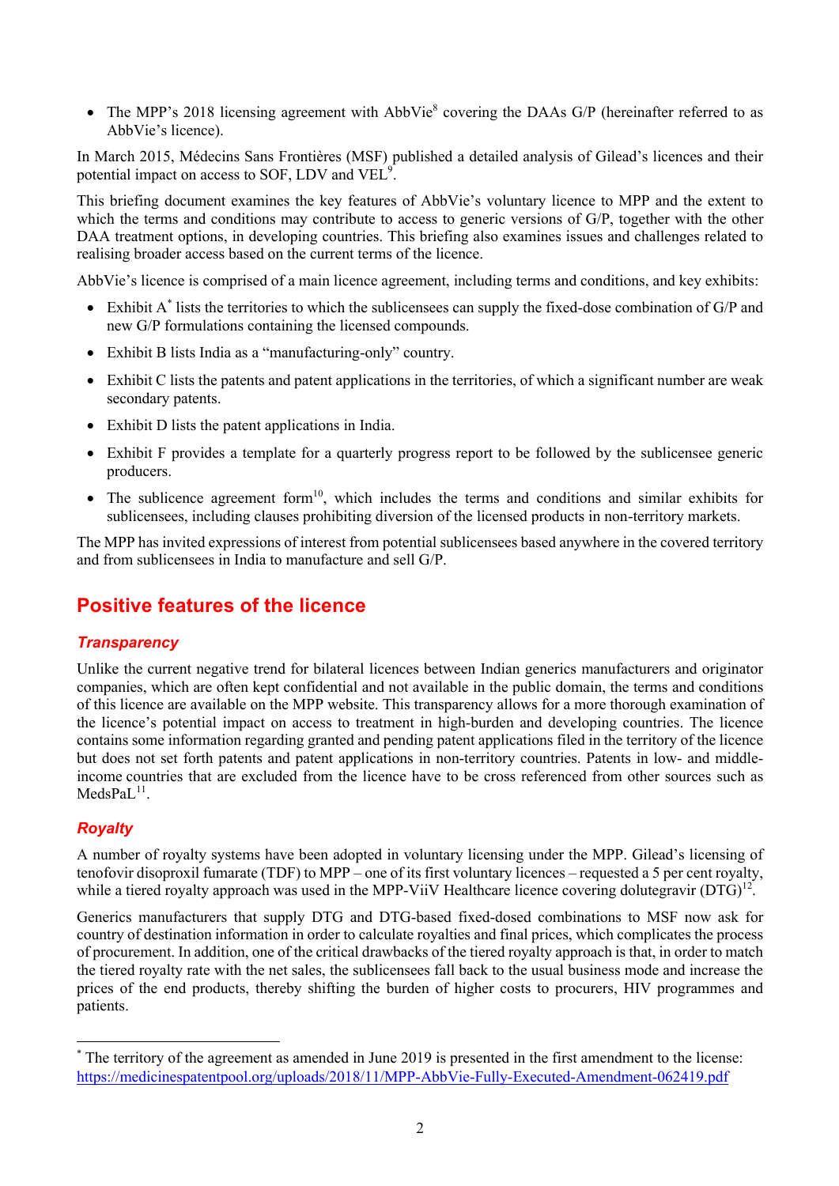- The MPP's 2018 licensing agreement with AbbVie[8] covering the DAAs G/P (hereinafter referred to as AbbVie's licence).

In March 2015, Médecins Sans Frontières (MSF) published a detailed analysis of Gilead's licences and their potential impact on access to SOF, LDV and VEL[9].

This briefing document examines the key features of AbbVie's voluntary licence to MPP and the extent to which the terms and conditions may contribute to access to generic versions of G/P, together with the other DAA treatment options, in developing countries. This briefing also examines issues and challenges related to realising broader access based on the current terms of the licence.

AbbVie's licence is comprised of a main licence agreement, including terms and conditions, and key exhibits:

- Exhibit A[*] lists the territories to which the sublicensees can supply the fixed-dose combination of G/P and new G/P formulations containing the licensed compounds.
- Exhibit B lists India as a "manufacturing-only" country.
- Exhibit C lists the patents and patent applications in the territories, of which a significant number are weak secondary patents.
- Exhibit D lists the patent applications in India.
- Exhibit F provides a template for a quarterly progress report to be followed by the sublicensee generic producers.
- The sublicence agreement form[10], which includes the terms and conditions and similar exhibits for sublicensees, including clauses prohibiting diversion of the licensed products in non-territory markets.

The MPP has invited expressions of interest from potential sublicensees based anywhere in the covered territory and from sublicensees in India to manufacture and sell G/P.

## Positive features of the licence

### *Transparency*

Unlike the current negative trend for bilateral licences between Indian generics manufacturers and originator companies, which are often kept confidential and not available in the public domain, the terms and conditions of this licence are available on the MPP website. This transparency allows for a more thorough examination of the licence's potential impact on access to treatment in high-burden and developing countries. The licence contains some information regarding granted and pending patent applications filed in the territory of the licence but does not set forth patents and patent applications in non-territory countries. Patents in low- and middle-income countries that are excluded from the licence have to be cross referenced from other sources such as MedsPaL[11].

### *Royalty*

A number of royalty systems have been adopted in voluntary licensing under the MPP. Gilead's licensing of tenofovir disoproxil fumarate (TDF) to MPP – one of its first voluntary licences – requested a 5 per cent royalty, while a tiered royalty approach was used in the MPP-ViiV Healthcare licence covering dolutegravir (DTG)[12].

Generics manufacturers that supply DTG and DTG-based fixed-dosed combinations to MSF now ask for country of destination information in order to calculate royalties and final prices, which complicates the process of procurement. In addition, one of the critical drawbacks of the tiered royalty approach is that, in order to match the tiered royalty rate with the net sales, the sublicensees fall back to the usual business mode and increase the prices of the end products, thereby shifting the burden of higher costs to procurers, HIV programmes and patients.

---

[*] The territory of the agreement as amended in June 2019 is presented in the first amendment to the license: https://medicinespatentpool.org/uploads/2018/11/MPP-AbbVie-Fully-Executed-Amendment-062419.pdf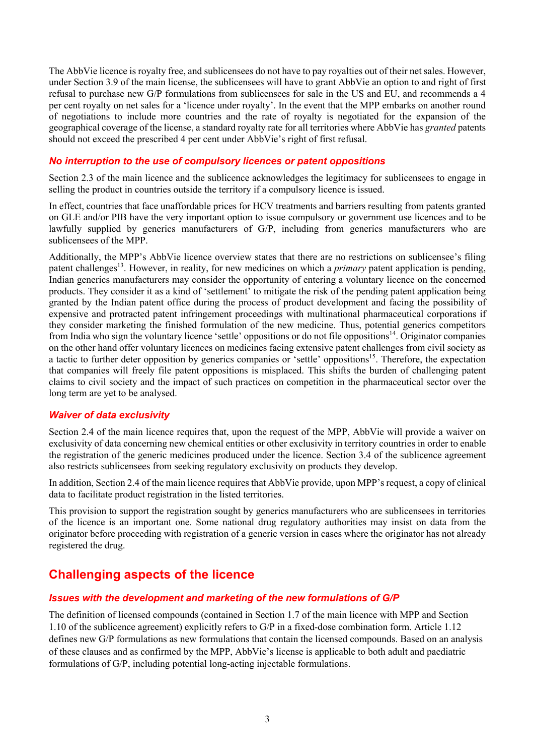The AbbVie licence is royalty free, and sublicensees do not have to pay royalties out of their net sales. However, under Section 3.9 of the main license, the sublicensees will have to grant AbbVie an option to and right of first refusal to purchase new G/P formulations from sublicensees for sale in the US and EU, and recommends a 4 per cent royalty on net sales for a 'licence under royalty'. In the event that the MPP embarks on another round of negotiations to include more countries and the rate of royalty is negotiated for the expansion of the geographical coverage of the license, a standard royalty rate for all territories where AbbVie has *granted* patents should not exceed the prescribed 4 per cent under AbbVie's right of first refusal.

### *No interruption to the use of compulsory licences or patent oppositions*

Section 2.3 of the main licence and the sublicence acknowledges the legitimacy for sublicensees to engage in selling the product in countries outside the territory if a compulsory licence is issued.

In effect, countries that face unaffordable prices for HCV treatments and barriers resulting from patents granted on GLE and/or PIB have the very important option to issue compulsory or government use licences and to be lawfully supplied by generics manufacturers of G/P, including from generics manufacturers who are sublicensees of the MPP.

Additionally, the MPP's AbbVie licence overview states that there are no restrictions on sublicensee's filing patent challenges[13]. However, in reality, for new medicines on which a *primary* patent application is pending, Indian generics manufacturers may consider the opportunity of entering a voluntary licence on the concerned products. They consider it as a kind of 'settlement' to mitigate the risk of the pending patent application being granted by the Indian patent office during the process of product development and facing the possibility of expensive and protracted patent infringement proceedings with multinational pharmaceutical corporations if they consider marketing the finished formulation of the new medicine. Thus, potential generics competitors from India who sign the voluntary licence 'settle' oppositions or do not file oppositions[14]. Originator companies on the other hand offer voluntary licences on medicines facing extensive patent challenges from civil society as a tactic to further deter opposition by generics companies or 'settle' oppositions[15]. Therefore, the expectation that companies will freely file patent oppositions is misplaced. This shifts the burden of challenging patent claims to civil society and the impact of such practices on competition in the pharmaceutical sector over the long term are yet to be analysed.

### *Waiver of data exclusivity*

Section 2.4 of the main licence requires that, upon the request of the MPP, AbbVie will provide a waiver on exclusivity of data concerning new chemical entities or other exclusivity in territory countries in order to enable the registration of the generic medicines produced under the licence. Section 3.4 of the sublicence agreement also restricts sublicensees from seeking regulatory exclusivity on products they develop.

In addition, Section 2.4 of the main licence requires that AbbVie provide, upon MPP's request, a copy of clinical data to facilitate product registration in the listed territories.

This provision to support the registration sought by generics manufacturers who are sublicensees in territories of the licence is an important one. Some national drug regulatory authorities may insist on data from the originator before proceeding with registration of a generic version in cases where the originator has not already registered the drug.

## Challenging aspects of the licence

### *Issues with the development and marketing of the new formulations of G/P*

The definition of licensed compounds (contained in Section 1.7 of the main licence with MPP and Section 1.10 of the sublicence agreement) explicitly refers to G/P in a fixed-dose combination form. Article 1.12 defines new G/P formulations as new formulations that contain the licensed compounds. Based on an analysis of these clauses and as confirmed by the MPP, AbbVie's license is applicable to both adult and paediatric formulations of G/P, including potential long-acting injectable formulations.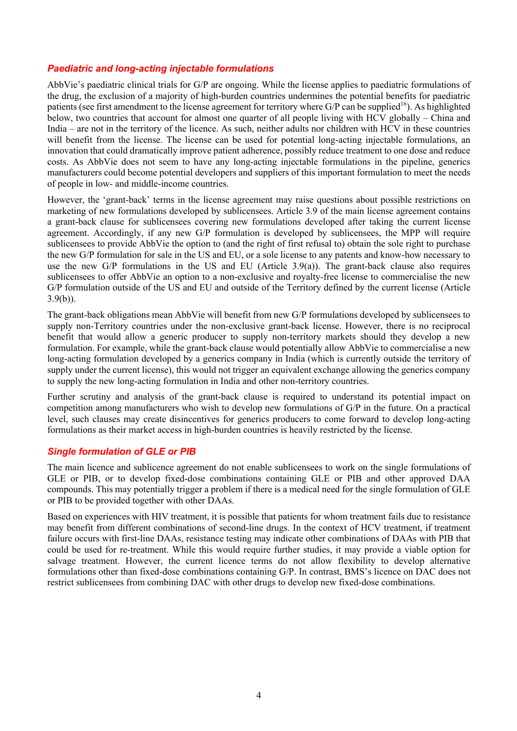### *Paediatric and long-acting injectable formulations*

AbbVie's paediatric clinical trials for G/P are ongoing. While the license applies to paediatric formulations of the drug, the exclusion of a majority of high-burden countries undermines the potential benefits for paediatric patients (see first amendment to the license agreement for territory where G/P can be supplied[16]). As highlighted below, two countries that account for almost one quarter of all people living with HCV globally – China and India – are not in the territory of the licence. As such, neither adults nor children with HCV in these countries will benefit from the license. The license can be used for potential long-acting injectable formulations, an innovation that could dramatically improve patient adherence, possibly reduce treatment to one dose and reduce costs. As AbbVie does not seem to have any long-acting injectable formulations in the pipeline, generics manufacturers could become potential developers and suppliers of this important formulation to meet the needs of people in low- and middle-income countries.

However, the 'grant-back' terms in the license agreement may raise questions about possible restrictions on marketing of new formulations developed by sublicensees. Article 3.9 of the main license agreement contains a grant-back clause for sublicensees covering new formulations developed after taking the current license agreement. Accordingly, if any new G/P formulation is developed by sublicensees, the MPP will require sublicensees to provide AbbVie the option to (and the right of first refusal to) obtain the sole right to purchase the new G/P formulation for sale in the US and EU, or a sole license to any patents and know-how necessary to use the new G/P formulations in the US and EU (Article 3.9(a)). The grant-back clause also requires sublicensees to offer AbbVie an option to a non-exclusive and royalty-free license to commercialise the new G/P formulation outside of the US and EU and outside of the Territory defined by the current license (Article 3.9(b)).

The grant-back obligations mean AbbVie will benefit from new G/P formulations developed by sublicensees to supply non-Territory countries under the non-exclusive grant-back license. However, there is no reciprocal benefit that would allow a generic producer to supply non-territory markets should they develop a new formulation. For example, while the grant-back clause would potentially allow AbbVie to commercialise a new long-acting formulation developed by a generics company in India (which is currently outside the territory of supply under the current license), this would not trigger an equivalent exchange allowing the generics company to supply the new long-acting formulation in India and other non-territory countries.

Further scrutiny and analysis of the grant-back clause is required to understand its potential impact on competition among manufacturers who wish to develop new formulations of G/P in the future. On a practical level, such clauses may create disincentives for generics producers to come forward to develop long-acting formulations as their market access in high-burden countries is heavily restricted by the license.

### *Single formulation of GLE or PIB*

The main licence and sublicence agreement do not enable sublicensees to work on the single formulations of GLE or PIB, or to develop fixed-dose combinations containing GLE or PIB and other approved DAA compounds. This may potentially trigger a problem if there is a medical need for the single formulation of GLE or PIB to be provided together with other DAAs.

Based on experiences with HIV treatment, it is possible that patients for whom treatment fails due to resistance may benefit from different combinations of second-line drugs. In the context of HCV treatment, if treatment failure occurs with first-line DAAs, resistance testing may indicate other combinations of DAAs with PIB that could be used for re-treatment. While this would require further studies, it may provide a viable option for salvage treatment. However, the current licence terms do not allow flexibility to develop alternative formulations other than fixed-dose combinations containing G/P. In contrast, BMS's licence on DAC does not restrict sublicensees from combining DAC with other drugs to develop new fixed-dose combinations.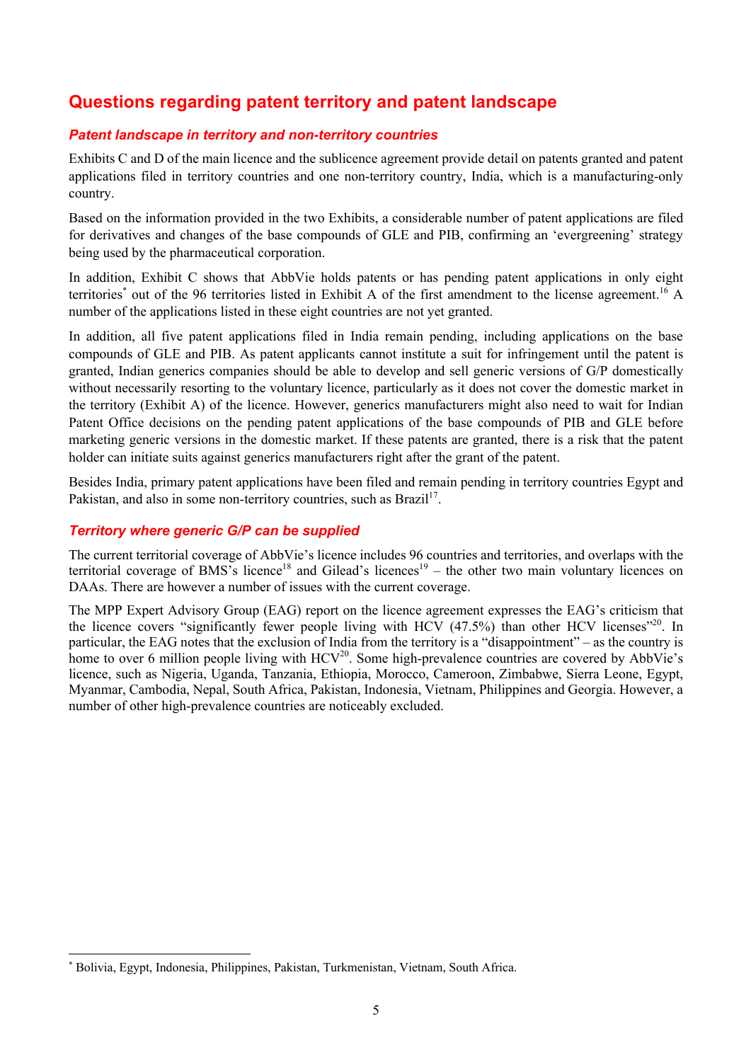## Questions regarding patent territory and patent landscape

### *Patent landscape in territory and non-territory countries*

Exhibits C and D of the main licence and the sublicence agreement provide detail on patents granted and patent applications filed in territory countries and one non-territory country, India, which is a manufacturing-only country.

Based on the information provided in the two Exhibits, a considerable number of patent applications are filed for derivatives and changes of the base compounds of GLE and PIB, confirming an 'evergreening' strategy being used by the pharmaceutical corporation.

In addition, Exhibit C shows that AbbVie holds patents or has pending patent applications in only eight territories* out of the 96 territories listed in Exhibit A of the first amendment to the license agreement.[16] A number of the applications listed in these eight countries are not yet granted.

In addition, all five patent applications filed in India remain pending, including applications on the base compounds of GLE and PIB. As patent applicants cannot institute a suit for infringement until the patent is granted, Indian generics companies should be able to develop and sell generic versions of G/P domestically without necessarily resorting to the voluntary licence, particularly as it does not cover the domestic market in the territory (Exhibit A) of the licence. However, generics manufacturers might also need to wait for Indian Patent Office decisions on the pending patent applications of the base compounds of PIB and GLE before marketing generic versions in the domestic market. If these patents are granted, there is a risk that the patent holder can initiate suits against generics manufacturers right after the grant of the patent.

Besides India, primary patent applications have been filed and remain pending in territory countries Egypt and Pakistan, and also in some non-territory countries, such as Brazil[17].

### *Territory where generic G/P can be supplied*

The current territorial coverage of AbbVie's licence includes 96 countries and territories, and overlaps with the territorial coverage of BMS's licence[18] and Gilead's licences[19] – the other two main voluntary licences on DAAs. There are however a number of issues with the current coverage.

The MPP Expert Advisory Group (EAG) report on the licence agreement expresses the EAG's criticism that the licence covers "significantly fewer people living with HCV (47.5%) than other HCV licenses"[20]. In particular, the EAG notes that the exclusion of India from the territory is a "disappointment" – as the country is home to over 6 million people living with HCV[20]. Some high-prevalence countries are covered by AbbVie's licence, such as Nigeria, Uganda, Tanzania, Ethiopia, Morocco, Cameroon, Zimbabwe, Sierra Leone, Egypt, Myanmar, Cambodia, Nepal, South Africa, Pakistan, Indonesia, Vietnam, Philippines and Georgia. However, a number of other high-prevalence countries are noticeably excluded.

---

* Bolivia, Egypt, Indonesia, Philippines, Pakistan, Turkmenistan, Vietnam, South Africa.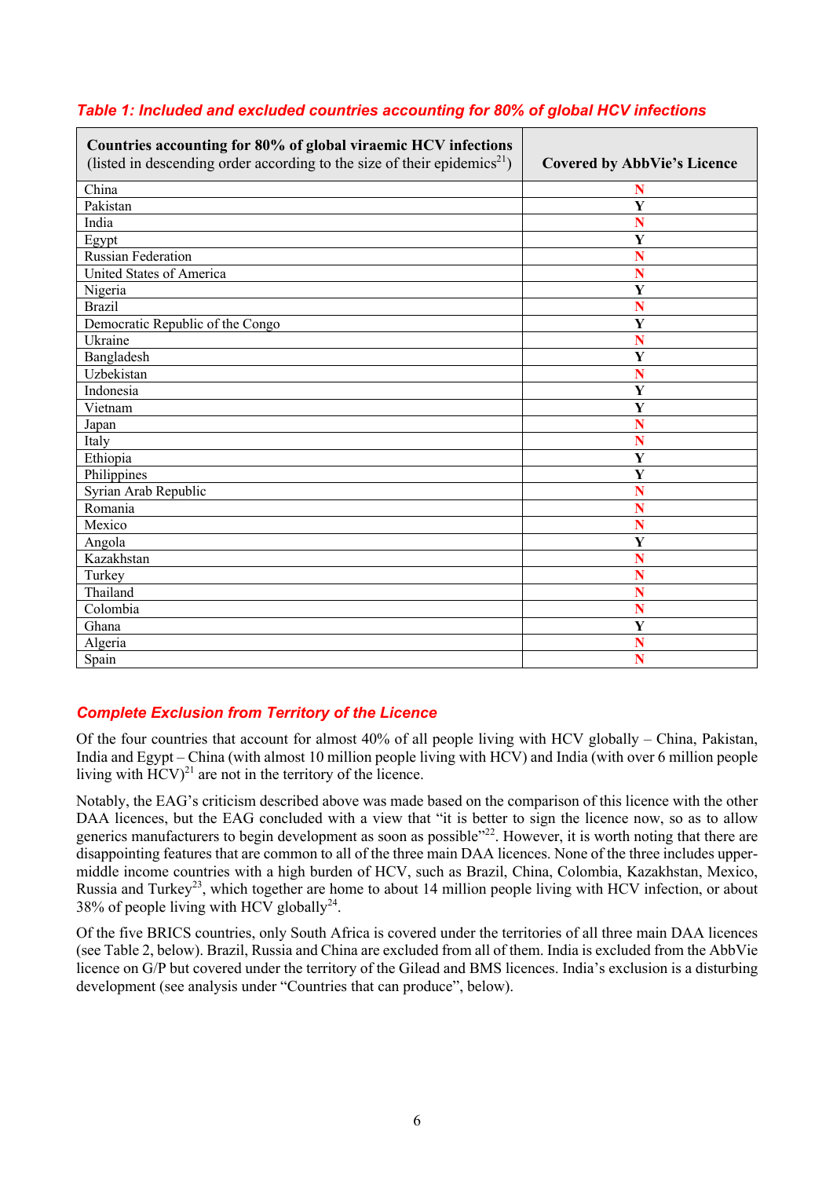***Table 1: Included and excluded countries accounting for 80% of global HCV infections***

| **Countries accounting for 80% of global viraemic HCV infections** (listed in descending order according to the size of their epidemics[21]) | **Covered by AbbVie's Licence** |
|---|---|
| China | N |
| Pakistan | Y |
| India | N |
| Egypt | Y |
| Russian Federation | N |
| United States of America | N |
| Nigeria | Y |
| Brazil | N |
| Democratic Republic of the Congo | Y |
| Ukraine | N |
| Bangladesh | Y |
| Uzbekistan | N |
| Indonesia | Y |
| Vietnam | Y |
| Japan | N |
| Italy | N |
| Ethiopia | Y |
| Philippines | Y |
| Syrian Arab Republic | N |
| Romania | N |
| Mexico | N |
| Angola | Y |
| Kazakhstan | N |
| Turkey | N |
| Thailand | N |
| Colombia | N |
| Ghana | Y |
| Algeria | N |
| Spain | N |

## *Complete Exclusion from Territory of the Licence*

Of the four countries that account for almost 40% of all people living with HCV globally – China, Pakistan, India and Egypt – China (with almost 10 million people living with HCV) and India (with over 6 million people living with HCV)[21] are not in the territory of the licence.

Notably, the EAG's criticism described above was made based on the comparison of this licence with the other DAA licences, but the EAG concluded with a view that "it is better to sign the licence now, so as to allow generics manufacturers to begin development as soon as possible"[22]. However, it is worth noting that there are disappointing features that are common to all of the three main DAA licences. None of the three includes upper-middle income countries with a high burden of HCV, such as Brazil, China, Colombia, Kazakhstan, Mexico, Russia and Turkey[23], which together are home to about 14 million people living with HCV infection, or about 38% of people living with HCV globally[24].

Of the five BRICS countries, only South Africa is covered under the territories of all three main DAA licences (see Table 2, below). Brazil, Russia and China are excluded from all of them. India is excluded from the AbbVie licence on G/P but covered under the territory of the Gilead and BMS licences. India's exclusion is a disturbing development (see analysis under "Countries that can produce", below).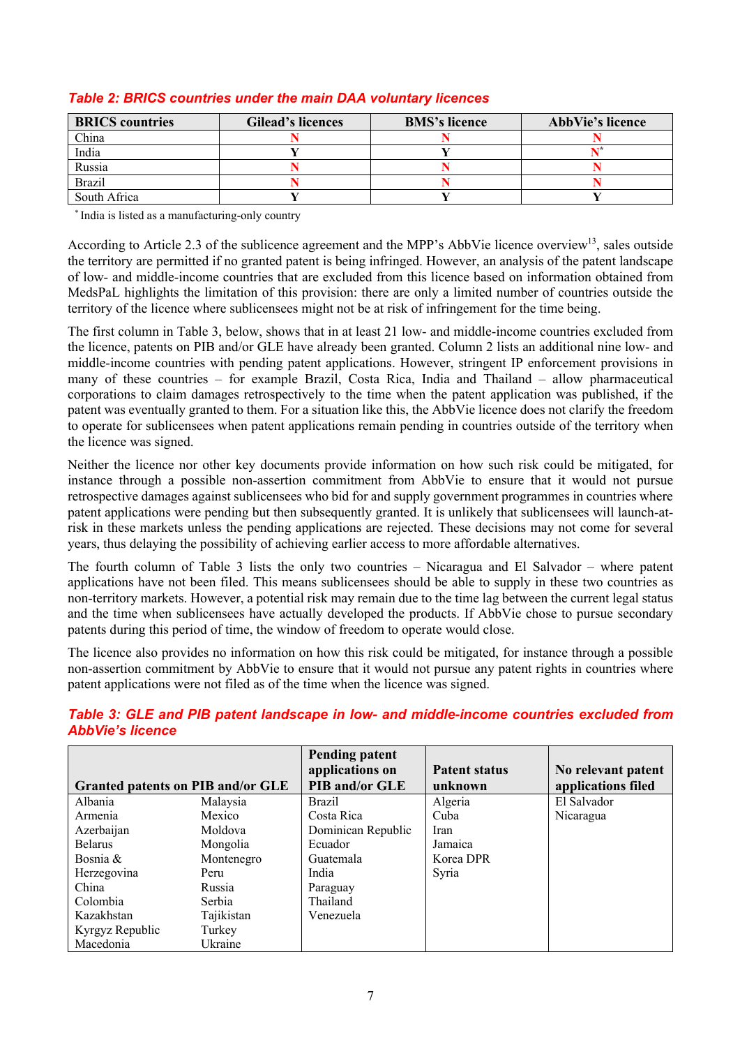*Table 2: BRICS countries under the main DAA voluntary licences*

| BRICS countries | Gilead's licences | BMS's licence | AbbVie's licence |
|---|---|---|---|
| China | N | N | N |
| India | Y | Y | N* |
| Russia | N | N | N |
| Brazil | N | N | N |
| South Africa | Y | Y | Y |

* India is listed as a manufacturing-only country

According to Article 2.3 of the sublicence agreement and the MPP's AbbVie licence overview[13], sales outside the territory are permitted if no granted patent is being infringed. However, an analysis of the patent landscape of low- and middle-income countries that are excluded from this licence based on information obtained from MedsPaL highlights the limitation of this provision: there are only a limited number of countries outside the territory of the licence where sublicensees might not be at risk of infringement for the time being.

The first column in Table 3, below, shows that in at least 21 low- and middle-income countries excluded from the licence, patents on PIB and/or GLE have already been granted. Column 2 lists an additional nine low- and middle-income countries with pending patent applications. However, stringent IP enforcement provisions in many of these countries – for example Brazil, Costa Rica, India and Thailand – allow pharmaceutical corporations to claim damages retrospectively to the time when the patent application was published, if the patent was eventually granted to them. For a situation like this, the AbbVie licence does not clarify the freedom to operate for sublicensees when patent applications remain pending in countries outside of the territory when the licence was signed.

Neither the licence nor other key documents provide information on how such risk could be mitigated, for instance through a possible non-assertion commitment from AbbVie to ensure that it would not pursue retrospective damages against sublicensees who bid for and supply government programmes in countries where patent applications were pending but then subsequently granted. It is unlikely that sublicensees will launch-at-risk in these markets unless the pending applications are rejected. These decisions may not come for several years, thus delaying the possibility of achieving earlier access to more affordable alternatives.

The fourth column of Table 3 lists the only two countries – Nicaragua and El Salvador – where patent applications have not been filed. This means sublicensees should be able to supply in these two countries as non-territory markets. However, a potential risk may remain due to the time lag between the current legal status and the time when sublicensees have actually developed the products. If AbbVie chose to pursue secondary patents during this period of time, the window of freedom to operate would close.

The licence also provides no information on how this risk could be mitigated, for instance through a possible non-assertion commitment by AbbVie to ensure that it would not pursue any patent rights in countries where patent applications were not filed as of the time when the licence was signed.

*Table 3: GLE and PIB patent landscape in low- and middle-income countries excluded from AbbVie's licence*

| Granted patents on PIB and/or GLE | | Pending patent applications on PIB and/or GLE | Patent status unknown | No relevant patent applications filed |
|---|---|---|---|---|
| Albania | Malaysia | Brazil | Algeria | El Salvador |
| Armenia | Mexico | Costa Rica | Cuba | Nicaragua |
| Azerbaijan | Moldova | Dominican Republic | Iran | |
| Belarus | Mongolia | Ecuador | Jamaica | |
| Bosnia & Herzegovina | Montenegro | Guatemala | Korea DPR | |
| | Peru | India | Syria | |
| China | Russia | Paraguay | | |
| Colombia | Serbia | Thailand | | |
| Kazakhstan | Tajikistan | Venezuela | | |
| Kyrgyz Republic | Turkey | | | |
| Macedonia | Ukraine | | | |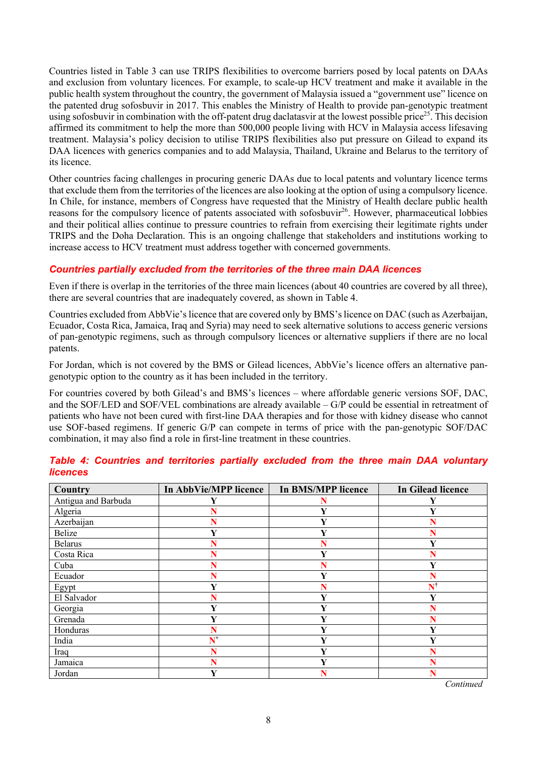Countries listed in Table 3 can use TRIPS flexibilities to overcome barriers posed by local patents on DAAs and exclusion from voluntary licences. For example, to scale-up HCV treatment and make it available in the public health system throughout the country, the government of Malaysia issued a "government use" licence on the patented drug sofosbuvir in 2017. This enables the Ministry of Health to provide pan-genotypic treatment using sofosbuvir in combination with the off-patent drug daclatasvir at the lowest possible price[25]. This decision affirmed its commitment to help the more than 500,000 people living with HCV in Malaysia access lifesaving treatment. Malaysia's policy decision to utilise TRIPS flexibilities also put pressure on Gilead to expand its DAA licences with generics companies and to add Malaysia, Thailand, Ukraine and Belarus to the territory of its licence.

Other countries facing challenges in procuring generic DAAs due to local patents and voluntary licence terms that exclude them from the territories of the licences are also looking at the option of using a compulsory licence. In Chile, for instance, members of Congress have requested that the Ministry of Health declare public health reasons for the compulsory licence of patents associated with sofosbuvir[26]. However, pharmaceutical lobbies and their political allies continue to pressure countries to refrain from exercising their legitimate rights under TRIPS and the Doha Declaration. This is an ongoing challenge that stakeholders and institutions working to increase access to HCV treatment must address together with concerned governments.

### *Countries partially excluded from the territories of the three main DAA licences*

Even if there is overlap in the territories of the three main licences (about 40 countries are covered by all three), there are several countries that are inadequately covered, as shown in Table 4.

Countries excluded from AbbVie's licence that are covered only by BMS's licence on DAC (such as Azerbaijan, Ecuador, Costa Rica, Jamaica, Iraq and Syria) may need to seek alternative solutions to access generic versions of pan-genotypic regimens, such as through compulsory licences or alternative suppliers if there are no local patents.

For Jordan, which is not covered by the BMS or Gilead licences, AbbVie's licence offers an alternative pan-genotypic option to the country as it has been included in the territory.

For countries covered by both Gilead's and BMS's licences – where affordable generic versions SOF, DAC, and the SOF/LED and SOF/VEL combinations are already available – G/P could be essential in retreatment of patients who have not been cured with first-line DAA therapies and for those with kidney disease who cannot use SOF-based regimens. If generic G/P can compete in terms of price with the pan-genotypic SOF/DAC combination, it may also find a role in first-line treatment in these countries.

***Table 4: Countries and territories partially excluded from the three main DAA voluntary licences***

| Country | In AbbVie/MPP licence | In BMS/MPP licence | In Gilead licence |
|---|---|---|---|
| Antigua and Barbuda | Y | N | Y |
| Algeria | N | Y | Y |
| Azerbaijan | N | Y | N |
| Belize | Y | Y | N |
| Belarus | N | N | Y |
| Costa Rica | N | Y | N |
| Cuba | N | N | Y |
| Ecuador | N | Y | N |
| Egypt | Y | N | N† |
| El Salvador | N | Y | Y |
| Georgia | Y | Y | N |
| Grenada | Y | Y | N |
| Honduras | N | Y | Y |
| India | N* | Y | Y |
| Iraq | N | Y | N |
| Jamaica | N | Y | N |
| Jordan | Y | N | N |

*Continued*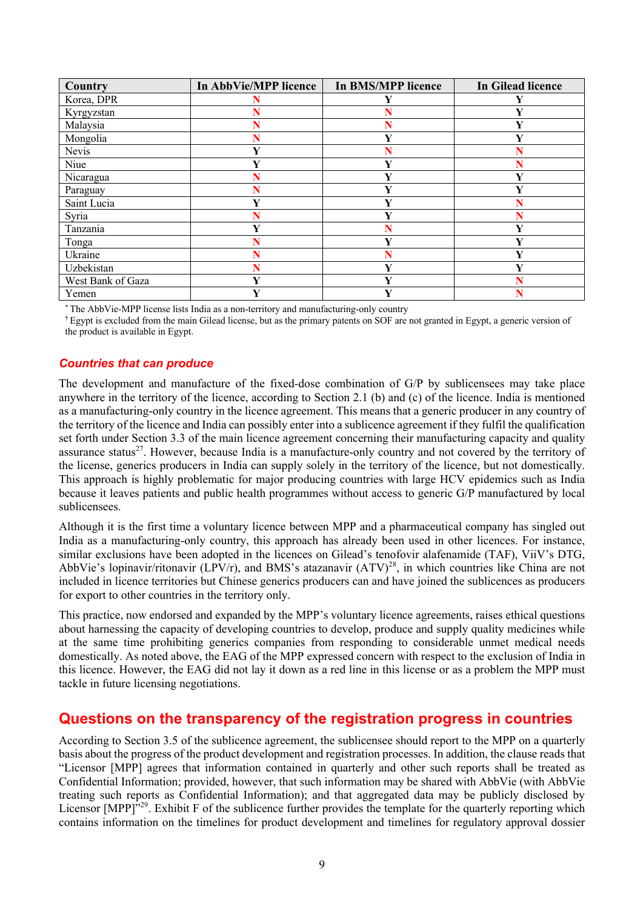| Country | In AbbVie/MPP licence | In BMS/MPP licence | In Gilead licence |
| --- | --- | --- | --- |
| Korea, DPR | N | Y | Y |
| Kyrgyzstan | N | N | Y |
| Malaysia | N | N | Y |
| Mongolia | N | Y | Y |
| Nevis | Y | N | N |
| Niue | Y | Y | N |
| Nicaragua | N | Y | Y |
| Paraguay | N | Y | Y |
| Saint Lucia | Y | Y | N |
| Syria | N | Y | N |
| Tanzania | Y | N | Y |
| Tonga | N | Y | Y |
| Ukraine | N | N | Y |
| Uzbekistan | N | Y | Y |
| West Bank of Gaza | Y | Y | N |
| Yemen | Y | Y | N |

[*] The AbbVie-MPP license lists India as a non-territory and manufacturing-only country

[†] Egypt is excluded from the main Gilead license, but as the primary patents on SOF are not granted in Egypt, a generic version of the product is available in Egypt.

### *Countries that can produce*

The development and manufacture of the fixed-dose combination of G/P by sublicensees may take place anywhere in the territory of the licence, according to Section 2.1 (b) and (c) of the licence. India is mentioned as a manufacturing-only country in the licence agreement. This means that a generic producer in any country of the territory of the licence and India can possibly enter into a sublicence agreement if they fulfil the qualification set forth under Section 3.3 of the main licence agreement concerning their manufacturing capacity and quality assurance status[27]. However, because India is a manufacture-only country and not covered by the territory of the license, generics producers in India can supply solely in the territory of the licence, but not domestically. This approach is highly problematic for major producing countries with large HCV epidemics such as India because it leaves patients and public health programmes without access to generic G/P manufactured by local sublicensees.

Although it is the first time a voluntary licence between MPP and a pharmaceutical company has singled out India as a manufacturing-only country, this approach has already been used in other licences. For instance, similar exclusions have been adopted in the licences on Gilead's tenofovir alafenamide (TAF), ViiV's DTG, AbbVie's lopinavir/ritonavir (LPV/r), and BMS's atazanavir (ATV)[28], in which countries like China are not included in licence territories but Chinese generics producers can and have joined the sublicences as producers for export to other countries in the territory only.

This practice, now endorsed and expanded by the MPP's voluntary licence agreements, raises ethical questions about harnessing the capacity of developing countries to develop, produce and supply quality medicines while at the same time prohibiting generics companies from responding to considerable unmet medical needs domestically. As noted above, the EAG of the MPP expressed concern with respect to the exclusion of India in this licence. However, the EAG did not lay it down as a red line in this license or as a problem the MPP must tackle in future licensing negotiations.

## Questions on the transparency of the registration progress in countries

According to Section 3.5 of the sublicence agreement, the sublicensee should report to the MPP on a quarterly basis about the progress of the product development and registration processes. In addition, the clause reads that "Licensor [MPP] agrees that information contained in quarterly and other such reports shall be treated as Confidential Information; provided, however, that such information may be shared with AbbVie (with AbbVie treating such reports as Confidential Information); and that aggregated data may be publicly disclosed by Licensor [MPP]"[29]. Exhibit F of the sublicence further provides the template for the quarterly reporting which contains information on the timelines for product development and timelines for regulatory approval dossier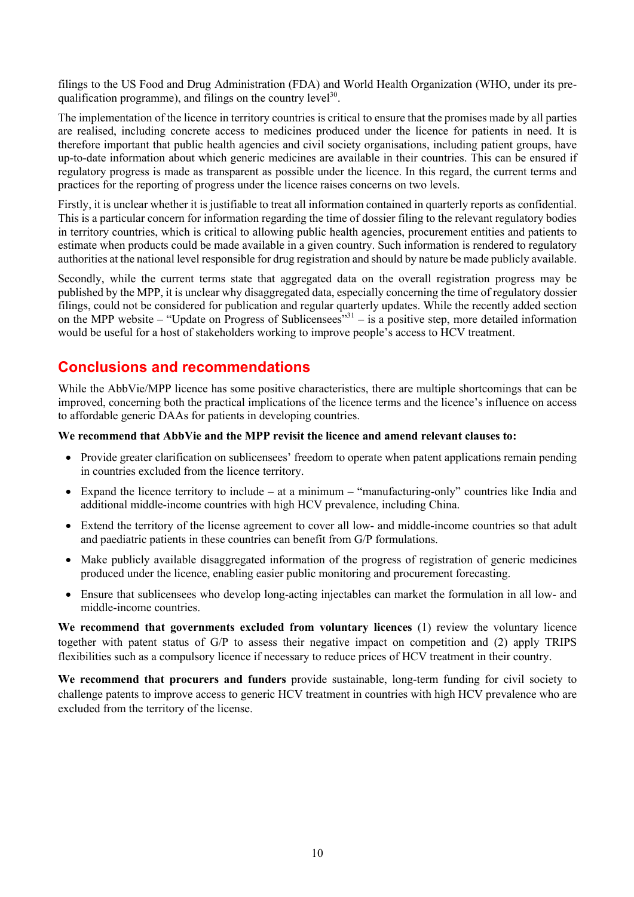filings to the US Food and Drug Administration (FDA) and World Health Organization (WHO, under its pre-qualification programme), and filings on the country level[30].

The implementation of the licence in territory countries is critical to ensure that the promises made by all parties are realised, including concrete access to medicines produced under the licence for patients in need. It is therefore important that public health agencies and civil society organisations, including patient groups, have up-to-date information about which generic medicines are available in their countries. This can be ensured if regulatory progress is made as transparent as possible under the licence. In this regard, the current terms and practices for the reporting of progress under the licence raises concerns on two levels.

Firstly, it is unclear whether it is justifiable to treat all information contained in quarterly reports as confidential. This is a particular concern for information regarding the time of dossier filing to the relevant regulatory bodies in territory countries, which is critical to allowing public health agencies, procurement entities and patients to estimate when products could be made available in a given country. Such information is rendered to regulatory authorities at the national level responsible for drug registration and should by nature be made publicly available.

Secondly, while the current terms state that aggregated data on the overall registration progress may be published by the MPP, it is unclear why disaggregated data, especially concerning the time of regulatory dossier filings, could not be considered for publication and regular quarterly updates. While the recently added section on the MPP website – "Update on Progress of Sublicensees"[31] – is a positive step, more detailed information would be useful for a host of stakeholders working to improve people's access to HCV treatment.

## Conclusions and recommendations

While the AbbVie/MPP licence has some positive characteristics, there are multiple shortcomings that can be improved, concerning both the practical implications of the licence terms and the licence's influence on access to affordable generic DAAs for patients in developing countries.

**We recommend that AbbVie and the MPP revisit the licence and amend relevant clauses to:**

- Provide greater clarification on sublicensees' freedom to operate when patent applications remain pending in countries excluded from the licence territory.
- Expand the licence territory to include – at a minimum – "manufacturing-only" countries like India and additional middle-income countries with high HCV prevalence, including China.
- Extend the territory of the license agreement to cover all low- and middle-income countries so that adult and paediatric patients in these countries can benefit from G/P formulations.
- Make publicly available disaggregated information of the progress of registration of generic medicines produced under the licence, enabling easier public monitoring and procurement forecasting.
- Ensure that sublicensees who develop long-acting injectables can market the formulation in all low- and middle-income countries.

**We recommend that governments excluded from voluntary licences** (1) review the voluntary licence together with patent status of G/P to assess their negative impact on competition and (2) apply TRIPS flexibilities such as a compulsory licence if necessary to reduce prices of HCV treatment in their country.

**We recommend that procurers and funders** provide sustainable, long-term funding for civil society to challenge patents to improve access to generic HCV treatment in countries with high HCV prevalence who are excluded from the territory of the license.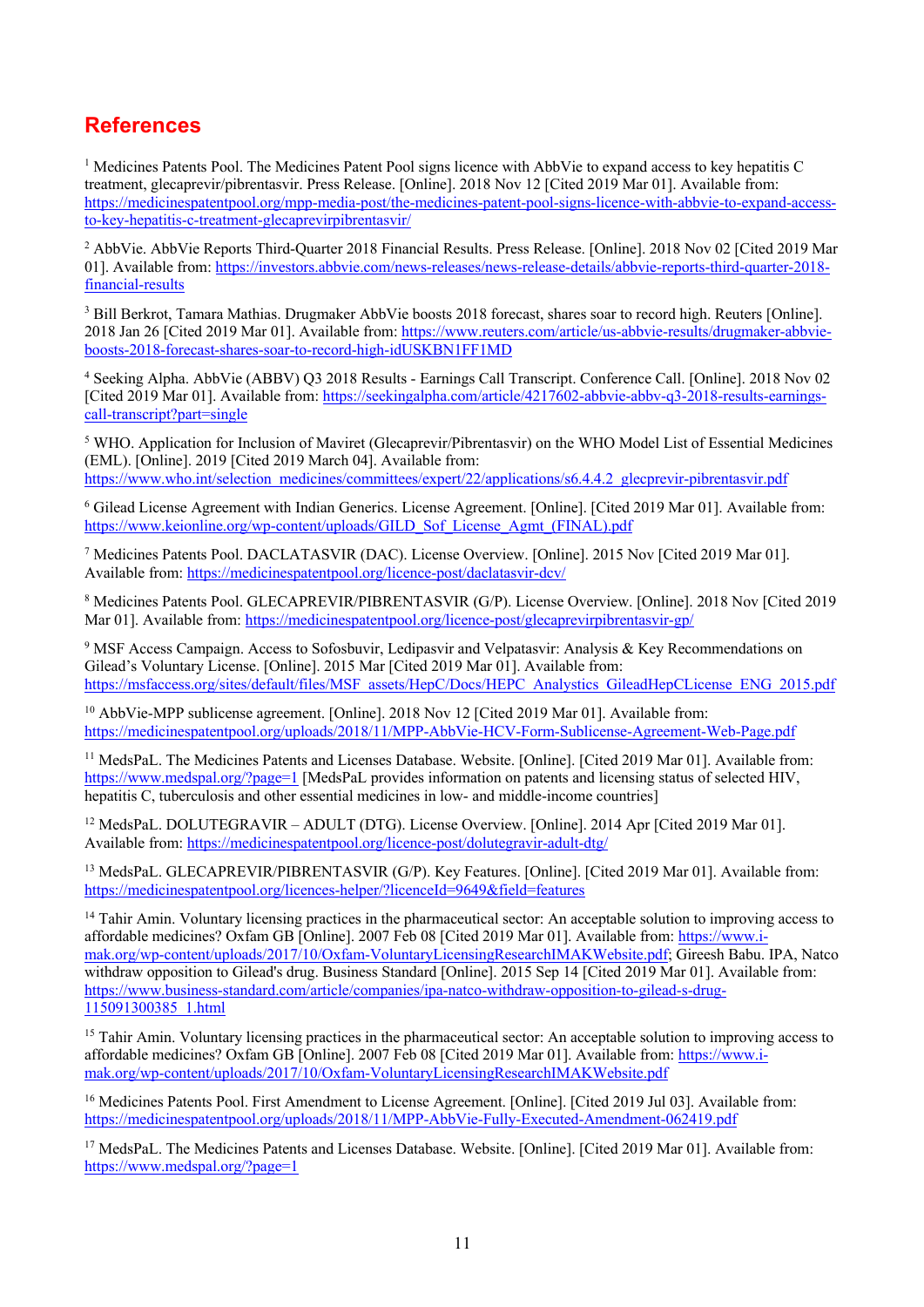# References

[1] Medicines Patents Pool. The Medicines Patent Pool signs licence with AbbVie to expand access to key hepatitis C treatment, glecaprevir/pibrentasvir. Press Release. [Online]. 2018 Nov 12 [Cited 2019 Mar 01]. Available from: https://medicinespatentpool.org/mpp-media-post/the-medicines-patent-pool-signs-licence-with-abbvie-to-expand-access-to-key-hepatitis-c-treatment-glecaprevirpibrentasvir/

[2] AbbVie. AbbVie Reports Third-Quarter 2018 Financial Results. Press Release. [Online]. 2018 Nov 02 [Cited 2019 Mar 01]. Available from: https://investors.abbvie.com/news-releases/news-release-details/abbvie-reports-third-quarter-2018-financial-results

[3] Bill Berkrot, Tamara Mathias. Drugmaker AbbVie boosts 2018 forecast, shares soar to record high. Reuters [Online]. 2018 Jan 26 [Cited 2019 Mar 01]. Available from: https://www.reuters.com/article/us-abbvie-results/drugmaker-abbvie-boosts-2018-forecast-shares-soar-to-record-high-idUSKBN1FF1MD

[4] Seeking Alpha. AbbVie (ABBV) Q3 2018 Results - Earnings Call Transcript. Conference Call. [Online]. 2018 Nov 02 [Cited 2019 Mar 01]. Available from: https://seekingalpha.com/article/4217602-abbvie-abbv-q3-2018-results-earnings-call-transcript?part=single

[5] WHO. Application for Inclusion of Maviret (Glecaprevir/Pibrentasvir) on the WHO Model List of Essential Medicines (EML). [Online]. 2019 [Cited 2019 March 04]. Available from: https://www.who.int/selection_medicines/committees/expert/22/applications/s6.4.4.2_glecprevir-pibrentasvir.pdf

[6] Gilead License Agreement with Indian Generics. License Agreement. [Online]. [Cited 2019 Mar 01]. Available from: https://www.keionline.org/wp-content/uploads/GILD_Sof_License_Agmt_(FINAL).pdf

[7] Medicines Patents Pool. DACLATASVIR (DAC). License Overview. [Online]. 2015 Nov [Cited 2019 Mar 01]. Available from: https://medicinespatentpool.org/licence-post/daclatasvir-dcv/

[8] Medicines Patents Pool. GLECAPREVIR/PIBRENTASVIR (G/P). License Overview. [Online]. 2018 Nov [Cited 2019 Mar 01]. Available from: https://medicinespatentpool.org/licence-post/glecaprevirpibrentasvir-gp/

[9] MSF Access Campaign. Access to Sofosbuvir, Ledipasvir and Velpatasvir: Analysis & Key Recommendations on Gilead's Voluntary License. [Online]. 2015 Mar [Cited 2019 Mar 01]. Available from: https://msfaccess.org/sites/default/files/MSF_assets/HepC/Docs/HEPC_Analystics_GileadHepCLicense_ENG_2015.pdf

[10] AbbVie-MPP sublicense agreement. [Online]. 2018 Nov 12 [Cited 2019 Mar 01]. Available from: https://medicinespatentpool.org/uploads/2018/11/MPP-AbbVie-HCV-Form-Sublicense-Agreement-Web-Page.pdf

[11] MedsPaL. The Medicines Patents and Licenses Database. Website. [Online]. [Cited 2019 Mar 01]. Available from: https://www.medspal.org/?page=1 [MedsPaL provides information on patents and licensing status of selected HIV, hepatitis C, tuberculosis and other essential medicines in low- and middle-income countries]

[12] MedsPaL. DOLUTEGRAVIR – ADULT (DTG). License Overview. [Online]. 2014 Apr [Cited 2019 Mar 01]. Available from: https://medicinespatentpool.org/licence-post/dolutegravir-adult-dtg/

[13] MedsPaL. GLECAPREVIR/PIBRENTASVIR (G/P). Key Features. [Online]. [Cited 2019 Mar 01]. Available from: https://medicinespatentpool.org/licences-helper/?licenceId=9649&field=features

[14] Tahir Amin. Voluntary licensing practices in the pharmaceutical sector: An acceptable solution to improving access to affordable medicines? Oxfam GB [Online]. 2007 Feb 08 [Cited 2019 Mar 01]. Available from: https://www.i-mak.org/wp-content/uploads/2017/10/Oxfam-VoluntaryLicensingResearchIMAKWebsite.pdf; Gireesh Babu. IPA, Natco withdraw opposition to Gilead's drug. Business Standard [Online]. 2015 Sep 14 [Cited 2019 Mar 01]. Available from: https://www.business-standard.com/article/companies/ipa-natco-withdraw-opposition-to-gilead-s-drug-115091300385_1.html

[15] Tahir Amin. Voluntary licensing practices in the pharmaceutical sector: An acceptable solution to improving access to affordable medicines? Oxfam GB [Online]. 2007 Feb 08 [Cited 2019 Mar 01]. Available from: https://www.i-mak.org/wp-content/uploads/2017/10/Oxfam-VoluntaryLicensingResearchIMAKWebsite.pdf

[16] Medicines Patents Pool. First Amendment to License Agreement. [Online]. [Cited 2019 Jul 03]. Available from: https://medicinespatentpool.org/uploads/2018/11/MPP-AbbVie-Fully-Executed-Amendment-062419.pdf

[17] MedsPaL. The Medicines Patents and Licenses Database. Website. [Online]. [Cited 2019 Mar 01]. Available from: https://www.medspal.org/?page=1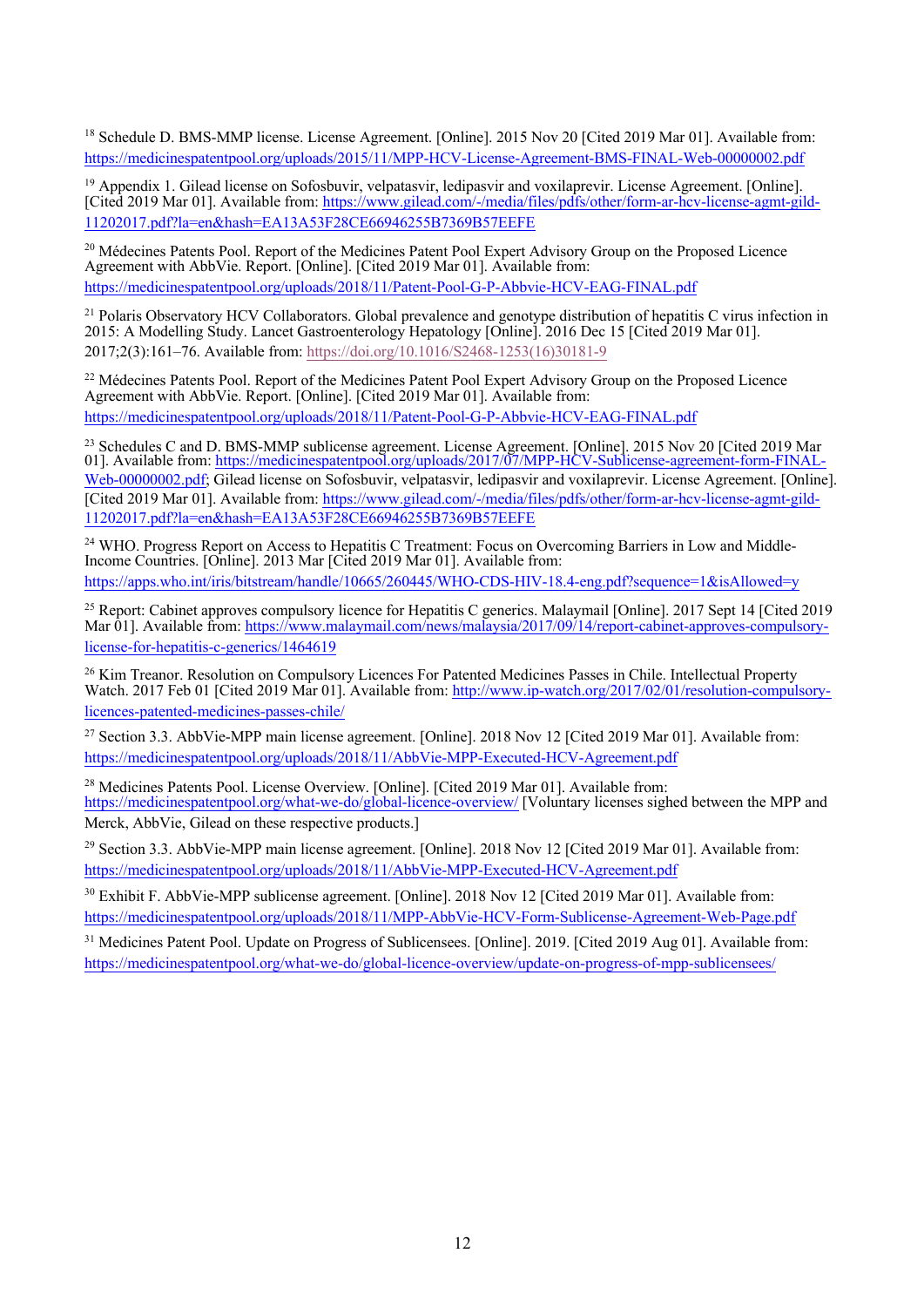[18] Schedule D. BMS-MMP license. License Agreement. [Online]. 2015 Nov 20 [Cited 2019 Mar 01]. Available from: https://medicinespatentpool.org/uploads/2015/11/MPP-HCV-License-Agreement-BMS-FINAL-Web-00000002.pdf

[19] Appendix 1. Gilead license on Sofosbuvir, velpatasvir, ledipasvir and voxilaprevir. License Agreement. [Online]. [Cited 2019 Mar 01]. Available from: https://www.gilead.com/-/media/files/pdfs/other/form-ar-hcv-license-agmt-gild-11202017.pdf?la=en&hash=EA13A53F28CE66946255B7369B57EEFE

[20] Médecines Patents Pool. Report of the Medicines Patent Pool Expert Advisory Group on the Proposed Licence Agreement with AbbVie. Report. [Online]. [Cited 2019 Mar 01]. Available from: https://medicinespatentpool.org/uploads/2018/11/Patent-Pool-G-P-Abbvie-HCV-EAG-FINAL.pdf

[21] Polaris Observatory HCV Collaborators. Global prevalence and genotype distribution of hepatitis C virus infection in 2015: A Modelling Study. Lancet Gastroenterology Hepatology [Online]. 2016 Dec 15 [Cited 2019 Mar 01]. 2017;2(3):161–76. Available from: https://doi.org/10.1016/S2468-1253(16)30181-9

[22] Médecines Patents Pool. Report of the Medicines Patent Pool Expert Advisory Group on the Proposed Licence Agreement with AbbVie. Report. [Online]. [Cited 2019 Mar 01]. Available from: https://medicinespatentpool.org/uploads/2018/11/Patent-Pool-G-P-Abbvie-HCV-EAG-FINAL.pdf

[23] Schedules C and D. BMS-MMP sublicense agreement. License Agreement. [Online]. 2015 Nov 20 [Cited 2019 Mar 01]. Available from: https://medicinespatentpool.org/uploads/2017/07/MPP-HCV-Sublicense-agreement-form-FINAL-Web-00000002.pdf; Gilead license on Sofosbuvir, velpatasvir, ledipasvir and voxilaprevir. License Agreement. [Online]. [Cited 2019 Mar 01]. Available from: https://www.gilead.com/-/media/files/pdfs/other/form-ar-hcv-license-agmt-gild-11202017.pdf?la=en&hash=EA13A53F28CE66946255B7369B57EEFE

[24] WHO. Progress Report on Access to Hepatitis C Treatment: Focus on Overcoming Barriers in Low and Middle-Income Countries. [Online]. 2013 Mar [Cited 2019 Mar 01]. Available from: https://apps.who.int/iris/bitstream/handle/10665/260445/WHO-CDS-HIV-18.4-eng.pdf?sequence=1&isAllowed=y

[25] Report: Cabinet approves compulsory licence for Hepatitis C generics. Malaymail [Online]. 2017 Sept 14 [Cited 2019 Mar 01]. Available from: https://www.malaymail.com/news/malaysia/2017/09/14/report-cabinet-approves-compulsory-license-for-hepatitis-c-generics/1464619

[26] Kim Treanor. Resolution on Compulsory Licences For Patented Medicines Passes in Chile. Intellectual Property Watch. 2017 Feb 01 [Cited 2019 Mar 01]. Available from: http://www.ip-watch.org/2017/02/01/resolution-compulsory-licences-patented-medicines-passes-chile/

[27] Section 3.3. AbbVie-MPP main license agreement. [Online]. 2018 Nov 12 [Cited 2019 Mar 01]. Available from: https://medicinespatentpool.org/uploads/2018/11/AbbVie-MPP-Executed-HCV-Agreement.pdf

[28] Medicines Patents Pool. License Overview. [Online]. [Cited 2019 Mar 01]. Available from: https://medicinespatentpool.org/what-we-do/global-licence-overview/ [Voluntary licenses sighed between the MPP and Merck, AbbVie, Gilead on these respective products.]

[29] Section 3.3. AbbVie-MPP main license agreement. [Online]. 2018 Nov 12 [Cited 2019 Mar 01]. Available from: https://medicinespatentpool.org/uploads/2018/11/AbbVie-MPP-Executed-HCV-Agreement.pdf

[30] Exhibit F. AbbVie-MPP sublicense agreement. [Online]. 2018 Nov 12 [Cited 2019 Mar 01]. Available from: https://medicinespatentpool.org/uploads/2018/11/MPP-AbbVie-HCV-Form-Sublicense-Agreement-Web-Page.pdf

[31] Medicines Patent Pool. Update on Progress of Sublicensees. [Online]. 2019. [Cited 2019 Aug 01]. Available from: https://medicinespatentpool.org/what-we-do/global-licence-overview/update-on-progress-of-mpp-sublicensees/